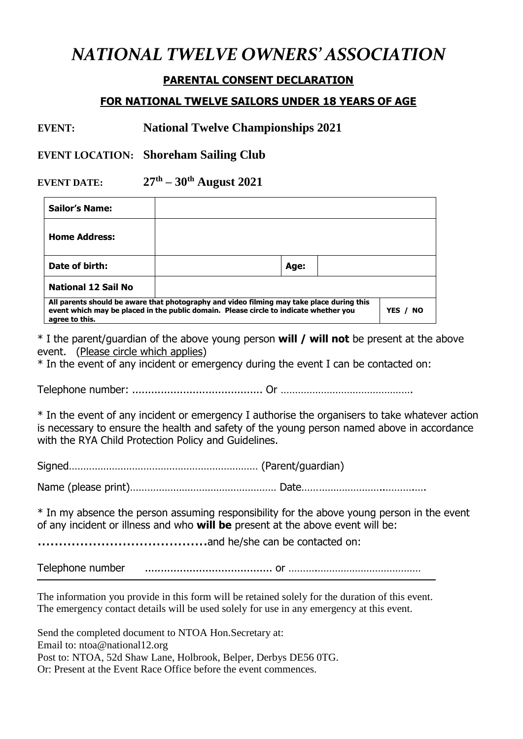# *NATIONAL TWELVE OWNERS' ASSOCIATION*

## PARENTAL CONSENT DECLARATION

### FOR NATIONAL TWELVE SAILORS UNDER 18 YEARS OF AGE

**EVENT:** **National Twelve Championships 2021**

**EVENT LOCATION:** **Shoreham Sailing Club**

**EVENT DATE:** **27th – 30th August 2021**

| **Sailor's Name:** | | | |
|---|---|---|---|
| **Home Address:** | | | |
| **Date of birth:** | | **Age:** | |
| **National 12 Sail No** | | | |
| **All parents should be aware that photography and video filming may take place during this event which may be placed in the public domain. Please circle to indicate whether you agree to this.** | | | **YES / NO** |

\* I the parent/guardian of the above young person **will / will not** be present at the above event. (Please circle which applies)

\* In the event of any incident or emergency during the event I can be contacted on:

Telephone number: ........................................ Or ............................................

\* In the event of any incident or emergency I authorise the organisers to take whatever action is necessary to ensure the health and safety of the young person named above in accordance with the RYA Child Protection Policy and Guidelines.

Signed................................................................ (Parent/guardian)

Name (please print)................................................. Date.........................................

\* In my absence the person assuming responsibility for the above young person in the event of any incident or illness and who **will be** present at the above event will be:

**........................................**and he/she can be contacted on:

Telephone number ........................................ or ............................................

---

The information you provide in this form will be retained solely for the duration of this event. The emergency contact details will be used solely for use in any emergency at this event.

Send the completed document to NTOA Hon.Secretary at:
Email to: ntoa@national12.org
Post to: NTOA, 52d Shaw Lane, Holbrook, Belper, Derbys DE56 0TG.
Or: Present at the Event Race Office before the event commences.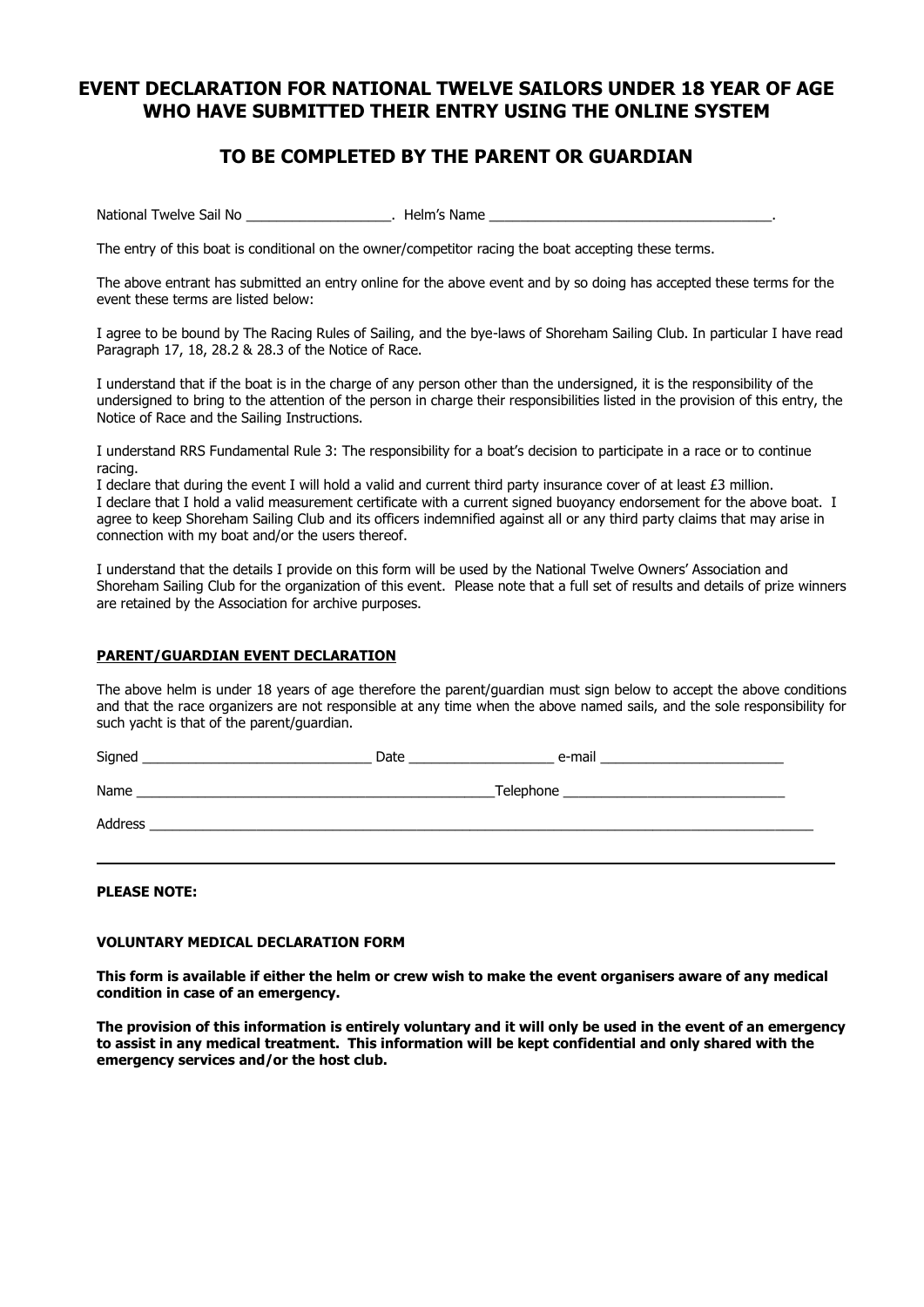# EVENT DECLARATION FOR NATIONAL TWELVE SAILORS UNDER 18 YEAR OF AGE WHO HAVE SUBMITTED THEIR ENTRY USING THE ONLINE SYSTEM

## TO BE COMPLETED BY THE PARENT OR GUARDIAN

National Twelve Sail No ___________________. Helm's Name _____________________________________.

The entry of this boat is conditional on the owner/competitor racing the boat accepting these terms.

The above entrant has submitted an entry online for the above event and by so doing has accepted these terms for the event these terms are listed below:

I agree to be bound by The Racing Rules of Sailing, and the bye-laws of Shoreham Sailing Club. In particular I have read Paragraph 17, 18, 28.2 & 28.3 of the Notice of Race.

I understand that if the boat is in the charge of any person other than the undersigned, it is the responsibility of the undersigned to bring to the attention of the person in charge their responsibilities listed in the provision of this entry, the Notice of Race and the Sailing Instructions.

I understand RRS Fundamental Rule 3: The responsibility for a boat's decision to participate in a race or to continue racing.
I declare that during the event I will hold a valid and current third party insurance cover of at least £3 million.
I declare that I hold a valid measurement certificate with a current signed buoyancy endorsement for the above boat. I agree to keep Shoreham Sailing Club and its officers indemnified against all or any third party claims that may arise in connection with my boat and/or the users thereof.

I understand that the details I provide on this form will be used by the National Twelve Owners' Association and Shoreham Sailing Club for the organization of this event. Please note that a full set of results and details of prize winners are retained by the Association for archive purposes.

**PARENT/GUARDIAN EVENT DECLARATION**

The above helm is under 18 years of age therefore the parent/guardian must sign below to accept the above conditions and that the race organizers are not responsible at any time when the above named sails, and the sole responsibility for such yacht is that of the parent/guardian.

Signed ______________________________ Date ___________________ e-mail ________________________

Name ________________________________________________Telephone _____________________________

Address ___________________________________________________________________________________

---

**PLEASE NOTE:**

**VOLUNTARY MEDICAL DECLARATION FORM**

**This form is available if either the helm or crew wish to make the event organisers aware of any medical condition in case of an emergency.**

**The provision of this information is entirely voluntary and it will only be used in the event of an emergency to assist in any medical treatment. This information will be kept confidential and only shared with the emergency services and/or the host club.**